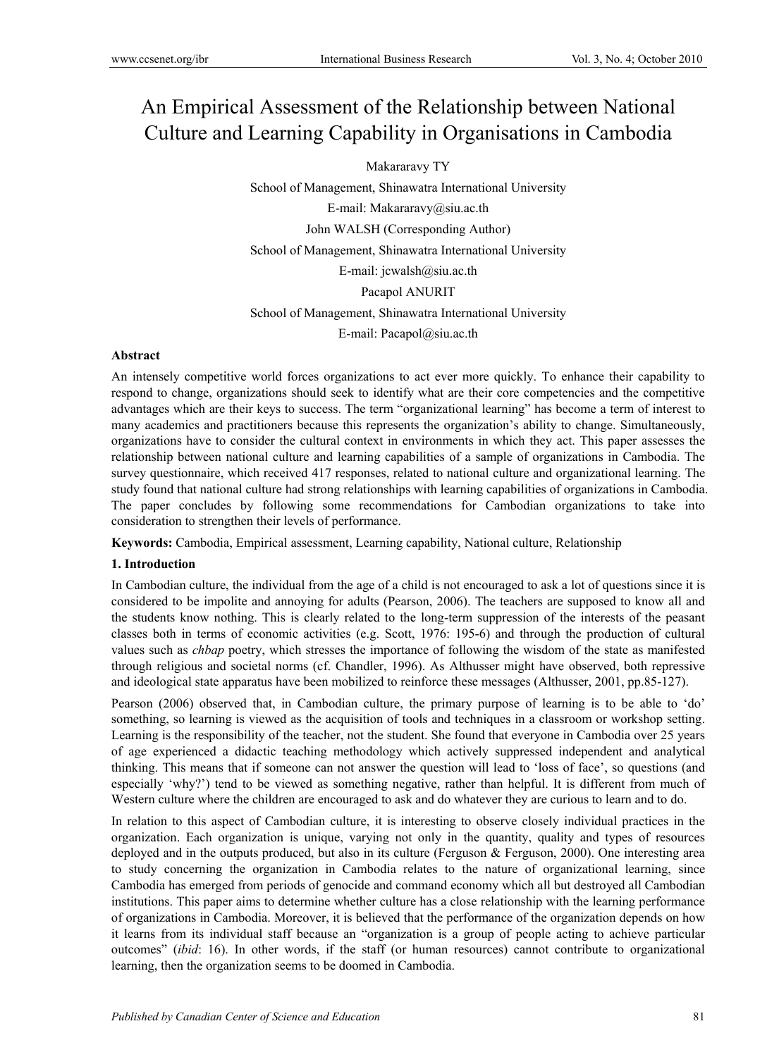# An Empirical Assessment of the Relationship between National Culture and Learning Capability in Organisations in Cambodia

Makararavy TY

School of Management, Shinawatra International University

E-mail: Makararavy@siu.ac.th

John WALSH (Corresponding Author)

School of Management, Shinawatra International University

E-mail: jcwalsh@siu.ac.th

Pacapol ANURIT

School of Management, Shinawatra International University

E-mail: Pacapol@siu.ac.th

### Abstract

An intensely competitive world forces organizations to act ever more quickly. To enhance their capability to respond to change, organizations should seek to identify what are their core competencies and the competitive advantages which are their keys to success. The term "organizational learning" has become a term of interest to many academics and practitioners because this represents the organization's ability to change. Simultaneously, organizations have to consider the cultural context in environments in which they act. This paper assesses the relationship between national culture and learning capabilities of a sample of organizations in Cambodia. The survey questionnaire, which received 417 responses, related to national culture and organizational learning. The study found that national culture had strong relationships with learning capabilities of organizations in Cambodia. The paper concludes by following some recommendations for Cambodian organizations to take into consideration to strengthen their levels of performance.

**Keywords:** Cambodia, Empirical assessment, Learning capability, National culture, Relationship

## 1. Introduction

In Cambodian culture, the individual from the age of a child is not encouraged to ask a lot of questions since it is considered to be impolite and annoying for adults (Pearson, 2006). The teachers are supposed to know all and the students know nothing. This is clearly related to the long-term suppression of the interests of the peasant classes both in terms of economic activities (e.g. Scott, 1976: 195-6) and through the production of cultural values such as *chbap* poetry, which stresses the importance of following the wisdom of the state as manifested through religious and societal norms (cf. Chandler, 1996). As Althusser might have observed, both repressive and ideological state apparatus have been mobilized to reinforce these messages (Althusser, 2001, pp.85-127).

Pearson (2006) observed that, in Cambodian culture, the primary purpose of learning is to be able to 'do' something, so learning is viewed as the acquisition of tools and techniques in a classroom or workshop setting. Learning is the responsibility of the teacher, not the student. She found that everyone in Cambodia over 25 years of age experienced a didactic teaching methodology which actively suppressed independent and analytical thinking. This means that if someone can not answer the question will lead to 'loss of face', so questions (and especially 'why?') tend to be viewed as something negative, rather than helpful. It is different from much of Western culture where the children are encouraged to ask and do whatever they are curious to learn and to do.

In relation to this aspect of Cambodian culture, it is interesting to observe closely individual practices in the organization. Each organization is unique, varying not only in the quantity, quality and types of resources deployed and in the outputs produced, but also in its culture (Ferguson & Ferguson, 2000). One interesting area to study concerning the organization in Cambodia relates to the nature of organizational learning, since Cambodia has emerged from periods of genocide and command economy which all but destroyed all Cambodian institutions. This paper aims to determine whether culture has a close relationship with the learning performance of organizations in Cambodia. Moreover, it is believed that the performance of the organization depends on how it learns from its individual staff because an "organization is a group of people acting to achieve particular outcomes" (*ibid*: 16). In other words, if the staff (or human resources) cannot contribute to organizational learning, then the organization seems to be doomed in Cambodia.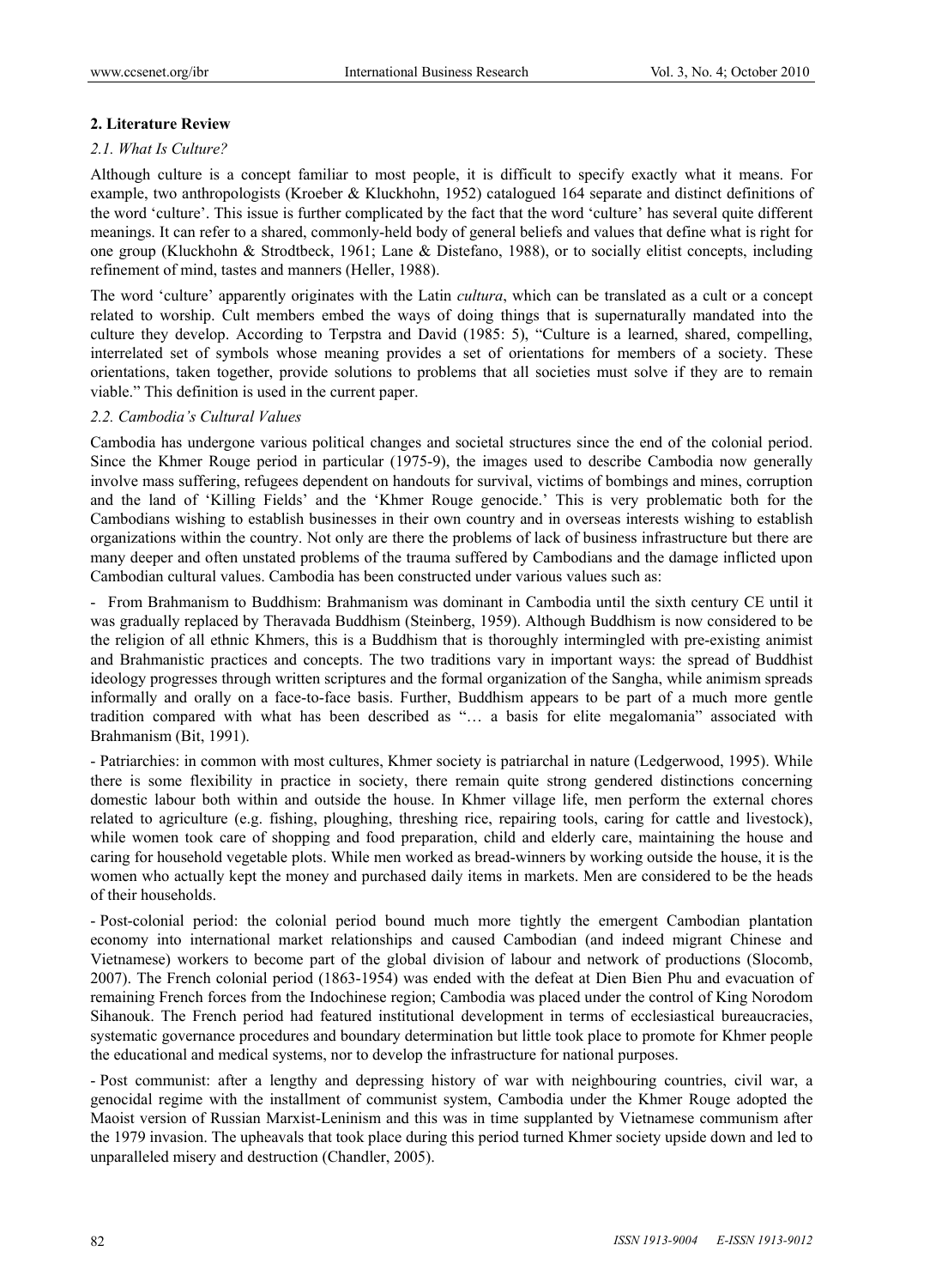## 2. Literature Review

### *2.1. What Is Culture?*

Although culture is a concept familiar to most people, it is difficult to specify exactly what it means. For example, two anthropologists (Kroeber & Kluckhohn, 1952) catalogued 164 separate and distinct definitions of the word 'culture'. This issue is further complicated by the fact that the word 'culture' has several quite different meanings. It can refer to a shared, commonly-held body of general beliefs and values that define what is right for one group (Kluckhohn & Strodtbeck, 1961; Lane & Distefano, 1988), or to socially elitist concepts, including refinement of mind, tastes and manners (Heller, 1988).

The word 'culture' apparently originates with the Latin *cultura*, which can be translated as a cult or a concept related to worship. Cult members embed the ways of doing things that is supernaturally mandated into the culture they develop. According to Terpstra and David (1985: 5), "Culture is a learned, shared, compelling, interrelated set of symbols whose meaning provides a set of orientations for members of a society. These orientations, taken together, provide solutions to problems that all societies must solve if they are to remain viable." This definition is used in the current paper.

### *2.2. Cambodia's Cultural Values*

Cambodia has undergone various political changes and societal structures since the end of the colonial period. Since the Khmer Rouge period in particular (1975-9), the images used to describe Cambodia now generally involve mass suffering, refugees dependent on handouts for survival, victims of bombings and mines, corruption and the land of 'Killing Fields' and the 'Khmer Rouge genocide.' This is very problematic both for the Cambodians wishing to establish businesses in their own country and in overseas interests wishing to establish organizations within the country. Not only are there the problems of lack of business infrastructure but there are many deeper and often unstated problems of the trauma suffered by Cambodians and the damage inflicted upon Cambodian cultural values. Cambodia has been constructed under various values such as:

- From Brahmanism to Buddhism: Brahmanism was dominant in Cambodia until the sixth century CE until it was gradually replaced by Theravada Buddhism (Steinberg, 1959). Although Buddhism is now considered to be the religion of all ethnic Khmers, this is a Buddhism that is thoroughly intermingled with pre-existing animist and Brahmanistic practices and concepts. The two traditions vary in important ways: the spread of Buddhist ideology progresses through written scriptures and the formal organization of the Sangha, while animism spreads informally and orally on a face-to-face basis. Further, Buddhism appears to be part of a much more gentle tradition compared with what has been described as "… a basis for elite megalomania" associated with Brahmanism (Bit, 1991).

- Patriarchies: in common with most cultures, Khmer society is patriarchal in nature (Ledgerwood, 1995). While there is some flexibility in practice in society, there remain quite strong gendered distinctions concerning domestic labour both within and outside the house. In Khmer village life, men perform the external chores related to agriculture (e.g. fishing, ploughing, threshing rice, repairing tools, caring for cattle and livestock), while women took care of shopping and food preparation, child and elderly care, maintaining the house and caring for household vegetable plots. While men worked as bread-winners by working outside the house, it is the women who actually kept the money and purchased daily items in markets. Men are considered to be the heads of their households.

- Post-colonial period: the colonial period bound much more tightly the emergent Cambodian plantation economy into international market relationships and caused Cambodian (and indeed migrant Chinese and Vietnamese) workers to become part of the global division of labour and network of productions (Slocomb, 2007). The French colonial period (1863-1954) was ended with the defeat at Dien Bien Phu and evacuation of remaining French forces from the Indochinese region; Cambodia was placed under the control of King Norodom Sihanouk. The French period had featured institutional development in terms of ecclesiastical bureaucracies, systematic governance procedures and boundary determination but little took place to promote for Khmer people the educational and medical systems, nor to develop the infrastructure for national purposes.

- Post communist: after a lengthy and depressing history of war with neighbouring countries, civil war, a genocidal regime with the installment of communist system, Cambodia under the Khmer Rouge adopted the Maoist version of Russian Marxist-Leninism and this was in time supplanted by Vietnamese communism after the 1979 invasion. The upheavals that took place during this period turned Khmer society upside down and led to unparalleled misery and destruction (Chandler, 2005).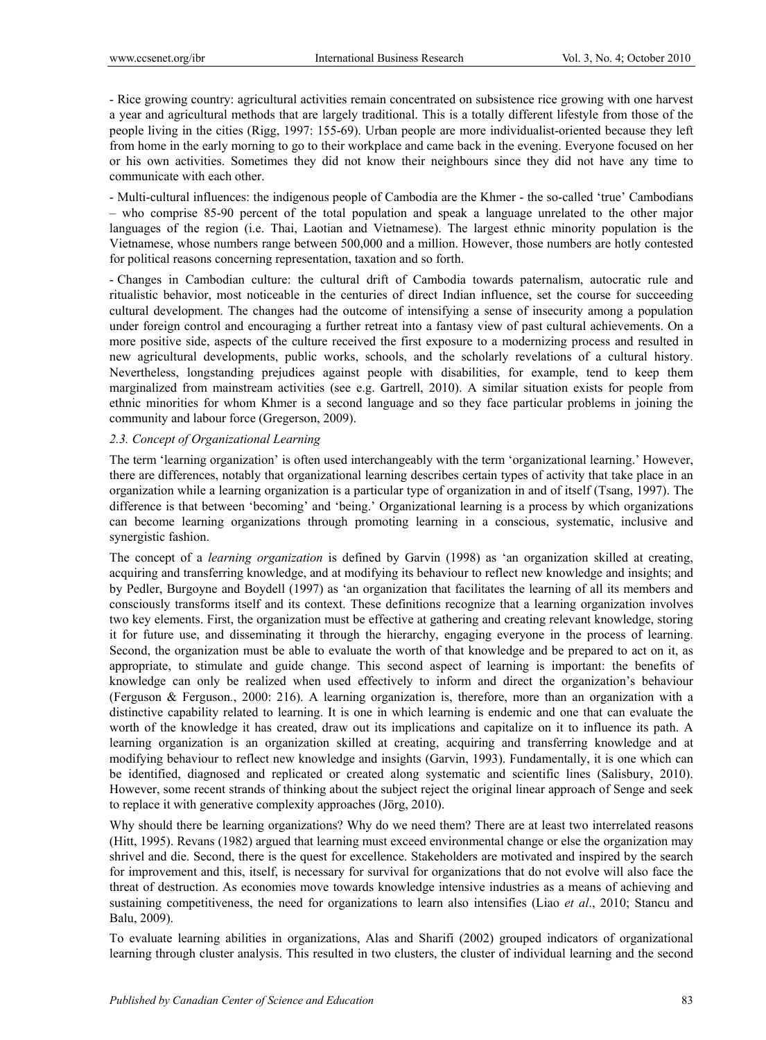- Rice growing country: agricultural activities remain concentrated on subsistence rice growing with one harvest a year and agricultural methods that are largely traditional. This is a totally different lifestyle from those of the people living in the cities (Rigg, 1997: 155-69). Urban people are more individualist-oriented because they left from home in the early morning to go to their workplace and came back in the evening. Everyone focused on her or his own activities. Sometimes they did not know their neighbours since they did not have any time to communicate with each other.

- Multi-cultural influences: the indigenous people of Cambodia are the Khmer - the so-called 'true' Cambodians – who comprise 85-90 percent of the total population and speak a language unrelated to the other major languages of the region (i.e. Thai, Laotian and Vietnamese). The largest ethnic minority population is the Vietnamese, whose numbers range between 500,000 and a million. However, those numbers are hotly contested for political reasons concerning representation, taxation and so forth.

- Changes in Cambodian culture: the cultural drift of Cambodia towards paternalism, autocratic rule and ritualistic behavior, most noticeable in the centuries of direct Indian influence, set the course for succeeding cultural development. The changes had the outcome of intensifying a sense of insecurity among a population under foreign control and encouraging a further retreat into a fantasy view of past cultural achievements. On a more positive side, aspects of the culture received the first exposure to a modernizing process and resulted in new agricultural developments, public works, schools, and the scholarly revelations of a cultural history. Nevertheless, longstanding prejudices against people with disabilities, for example, tend to keep them marginalized from mainstream activities (see e.g. Gartrell, 2010). A similar situation exists for people from ethnic minorities for whom Khmer is a second language and so they face particular problems in joining the community and labour force (Gregerson, 2009).

### *2.3. Concept of Organizational Learning*

The term 'learning organization' is often used interchangeably with the term 'organizational learning.' However, there are differences, notably that organizational learning describes certain types of activity that take place in an organization while a learning organization is a particular type of organization in and of itself (Tsang, 1997). The difference is that between 'becoming' and 'being.' Organizational learning is a process by which organizations can become learning organizations through promoting learning in a conscious, systematic, inclusive and synergistic fashion.

The concept of a *learning organization* is defined by Garvin (1998) as 'an organization skilled at creating, acquiring and transferring knowledge, and at modifying its behaviour to reflect new knowledge and insights; and by Pedler, Burgoyne and Boydell (1997) as 'an organization that facilitates the learning of all its members and consciously transforms itself and its context. These definitions recognize that a learning organization involves two key elements. First, the organization must be effective at gathering and creating relevant knowledge, storing it for future use, and disseminating it through the hierarchy, engaging everyone in the process of learning. Second, the organization must be able to evaluate the worth of that knowledge and be prepared to act on it, as appropriate, to stimulate and guide change. This second aspect of learning is important: the benefits of knowledge can only be realized when used effectively to inform and direct the organization's behaviour (Ferguson & Ferguson., 2000: 216). A learning organization is, therefore, more than an organization with a distinctive capability related to learning. It is one in which learning is endemic and one that can evaluate the worth of the knowledge it has created, draw out its implications and capitalize on it to influence its path. A learning organization is an organization skilled at creating, acquiring and transferring knowledge and at modifying behaviour to reflect new knowledge and insights (Garvin, 1993). Fundamentally, it is one which can be identified, diagnosed and replicated or created along systematic and scientific lines (Salisbury, 2010). However, some recent strands of thinking about the subject reject the original linear approach of Senge and seek to replace it with generative complexity approaches (Jörg, 2010).

Why should there be learning organizations? Why do we need them? There are at least two interrelated reasons (Hitt, 1995). Revans (1982) argued that learning must exceed environmental change or else the organization may shrivel and die. Second, there is the quest for excellence. Stakeholders are motivated and inspired by the search for improvement and this, itself, is necessary for survival for organizations that do not evolve will also face the threat of destruction. As economies move towards knowledge intensive industries as a means of achieving and sustaining competitiveness, the need for organizations to learn also intensifies (Liao *et al*., 2010; Stancu and Balu, 2009).

To evaluate learning abilities in organizations, Alas and Sharifi (2002) grouped indicators of organizational learning through cluster analysis. This resulted in two clusters, the cluster of individual learning and the second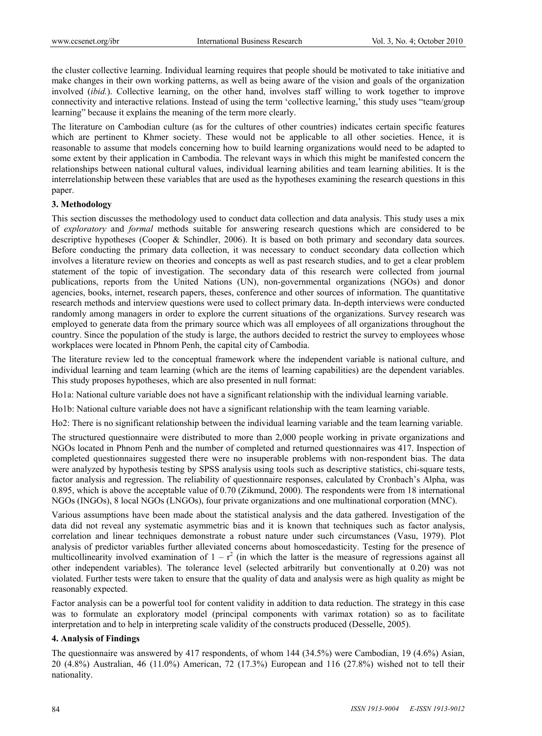the cluster collective learning. Individual learning requires that people should be motivated to take initiative and make changes in their own working patterns, as well as being aware of the vision and goals of the organization involved (*ibid.*). Collective learning, on the other hand, involves staff willing to work together to improve connectivity and interactive relations. Instead of using the term 'collective learning,' this study uses "team/group learning" because it explains the meaning of the term more clearly.

The literature on Cambodian culture (as for the cultures of other countries) indicates certain specific features which are pertinent to Khmer society. These would not be applicable to all other societies. Hence, it is reasonable to assume that models concerning how to build learning organizations would need to be adapted to some extent by their application in Cambodia. The relevant ways in which this might be manifested concern the relationships between national cultural values, individual learning abilities and team learning abilities. It is the interrelationship between these variables that are used as the hypotheses examining the research questions in this paper.

### 3. Methodology

This section discusses the methodology used to conduct data collection and data analysis. This study uses a mix of *exploratory* and *formal* methods suitable for answering research questions which are considered to be descriptive hypotheses (Cooper & Schindler, 2006). It is based on both primary and secondary data sources. Before conducting the primary data collection, it was necessary to conduct secondary data collection which involves a literature review on theories and concepts as well as past research studies, and to get a clear problem statement of the topic of investigation. The secondary data of this research were collected from journal publications, reports from the United Nations (UN), non-governmental organizations (NGOs) and donor agencies, books, internet, research papers, theses, conference and other sources of information. The quantitative research methods and interview questions were used to collect primary data. In-depth interviews were conducted randomly among managers in order to explore the current situations of the organizations. Survey research was employed to generate data from the primary source which was all employees of all organizations throughout the country. Since the population of the study is large, the authors decided to restrict the survey to employees whose workplaces were located in Phnom Penh, the capital city of Cambodia.

The literature review led to the conceptual framework where the independent variable is national culture, and individual learning and team learning (which are the items of learning capabilities) are the dependent variables. This study proposes hypotheses, which are also presented in null format:

Ho1a: National culture variable does not have a significant relationship with the individual learning variable.

Ho1b: National culture variable does not have a significant relationship with the team learning variable.

Ho2: There is no significant relationship between the individual learning variable and the team learning variable.

The structured questionnaire were distributed to more than 2,000 people working in private organizations and NGOs located in Phnom Penh and the number of completed and returned questionnaires was 417. Inspection of completed questionnaires suggested there were no insuperable problems with non-respondent bias. The data were analyzed by hypothesis testing by SPSS analysis using tools such as descriptive statistics, chi-square tests, factor analysis and regression. The reliability of questionnaire responses, calculated by Cronbach's Alpha, was 0.895, which is above the acceptable value of 0.70 (Zikmund, 2000). The respondents were from 18 international NGOs (INGOs), 8 local NGOs (LNGOs), four private organizations and one multinational corporation (MNC).

Various assumptions have been made about the statistical analysis and the data gathered. Investigation of the data did not reveal any systematic asymmetric bias and it is known that techniques such as factor analysis, correlation and linear techniques demonstrate a robust nature under such circumstances (Vasu, 1979). Plot analysis of predictor variables further alleviated concerns about homoscedasticity. Testing for the presence of multicollinearity involved examination of $1 - r^2$ (in which the latter is the measure of regressions against all other independent variables). The tolerance level (selected arbitrarily but conventionally at 0.20) was not violated. Further tests were taken to ensure that the quality of data and analysis were as high quality as might be reasonably expected.

Factor analysis can be a powerful tool for content validity in addition to data reduction. The strategy in this case was to formulate an exploratory model (principal components with varimax rotation) so as to facilitate interpretation and to help in interpreting scale validity of the constructs produced (Desselle, 2005).

### 4. Analysis of Findings

The questionnaire was answered by 417 respondents, of whom 144 (34.5%) were Cambodian, 19 (4.6%) Asian, 20 (4.8%) Australian, 46 (11.0%) American, 72 (17.3%) European and 116 (27.8%) wished not to tell their nationality.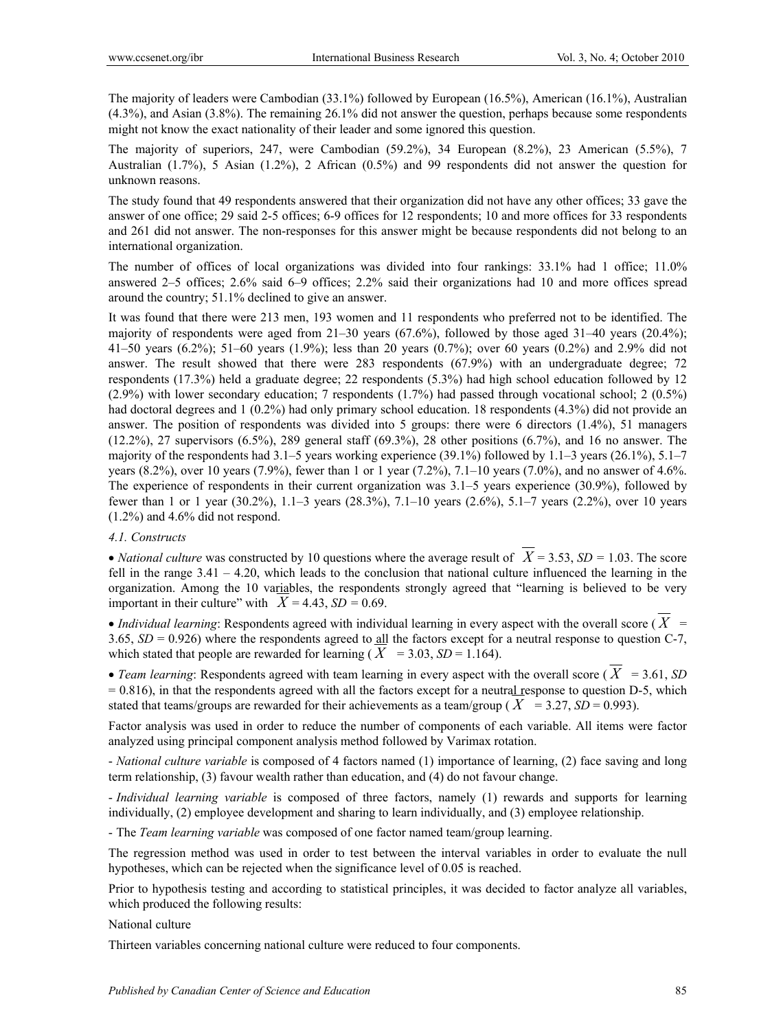The majority of leaders were Cambodian (33.1%) followed by European (16.5%), American (16.1%), Australian (4.3%), and Asian (3.8%). The remaining 26.1% did not answer the question, perhaps because some respondents might not know the exact nationality of their leader and some ignored this question.

The majority of superiors, 247, were Cambodian (59.2%), 34 European (8.2%), 23 American (5.5%), 7 Australian (1.7%), 5 Asian (1.2%), 2 African (0.5%) and 99 respondents did not answer the question for unknown reasons.

The study found that 49 respondents answered that their organization did not have any other offices; 33 gave the answer of one office; 29 said 2-5 offices; 6-9 offices for 12 respondents; 10 and more offices for 33 respondents and 261 did not answer. The non-responses for this answer might be because respondents did not belong to an international organization.

The number of offices of local organizations was divided into four rankings: 33.1% had 1 office; 11.0% answered 2–5 offices; 2.6% said 6–9 offices; 2.2% said their organizations had 10 and more offices spread around the country; 51.1% declined to give an answer.

It was found that there were 213 men, 193 women and 11 respondents who preferred not to be identified. The majority of respondents were aged from 21–30 years (67.6%), followed by those aged 31–40 years (20.4%); 41–50 years (6.2%); 51–60 years (1.9%); less than 20 years (0.7%); over 60 years (0.2%) and 2.9% did not answer. The result showed that there were 283 respondents (67.9%) with an undergraduate degree; 72 respondents (17.3%) held a graduate degree; 22 respondents (5.3%) had high school education followed by 12 (2.9%) with lower secondary education; 7 respondents (1.7%) had passed through vocational school; 2 (0.5%) had doctoral degrees and 1 (0.2%) had only primary school education. 18 respondents (4.3%) did not provide an answer. The position of respondents was divided into 5 groups: there were 6 directors (1.4%), 51 managers (12.2%), 27 supervisors (6.5%), 289 general staff (69.3%), 28 other positions (6.7%), and 16 no answer. The majority of the respondents had 3.1–5 years working experience (39.1%) followed by 1.1–3 years (26.1%), 5.1–7 years (8.2%), over 10 years (7.9%), fewer than 1 or 1 year (7.2%), 7.1–10 years (7.0%), and no answer of 4.6%. The experience of respondents in their current organization was 3.1–5 years experience (30.9%), followed by fewer than 1 or 1 year (30.2%), 1.1–3 years (28.3%), 7.1–10 years (2.6%), 5.1–7 years (2.2%), over 10 years (1.2%) and 4.6% did not respond.

*4.1. Constructs*

- *National culture* was constructed by 10 questions where the average result of $\overline{X}$ = 3.53, *SD* = 1.03. The score fell in the range 3.41 – 4.20, which leads to the conclusion that national culture influenced the learning in the organization. Among the 10 variables, the respondents strongly agreed that "learning is believed to be very important in their culture" with $\overline{X}$ = 4.43, *SD* = 0.69.

- *Individual learning*: Respondents agreed with individual learning in every aspect with the overall score ($\overline{X}$ = 3.65, *SD* = 0.926) where the respondents agreed to all the factors except for a neutral response to question C-7, which stated that people are rewarded for learning ($\overline{X}$ = 3.03, *SD* = 1.164).

- *Team learning*: Respondents agreed with team learning in every aspect with the overall score ($\overline{X}$ = 3.61, *SD* = 0.816), in that the respondents agreed with all the factors except for a neutral response to question D-5, which stated that teams/groups are rewarded for their achievements as a team/group ($\overline{X}$ = 3.27, *SD* = 0.993).

Factor analysis was used in order to reduce the number of components of each variable. All items were factor analyzed using principal component analysis method followed by Varimax rotation.

- *National culture variable* is composed of 4 factors named (1) importance of learning, (2) face saving and long term relationship, (3) favour wealth rather than education, and (4) do not favour change.

- *Individual learning variable* is composed of three factors, namely (1) rewards and supports for learning individually, (2) employee development and sharing to learn individually, and (3) employee relationship.

- The *Team learning variable* was composed of one factor named team/group learning.

The regression method was used in order to test between the interval variables in order to evaluate the null hypotheses, which can be rejected when the significance level of 0.05 is reached.

Prior to hypothesis testing and according to statistical principles, it was decided to factor analyze all variables, which produced the following results:

National culture

Thirteen variables concerning national culture were reduced to four components.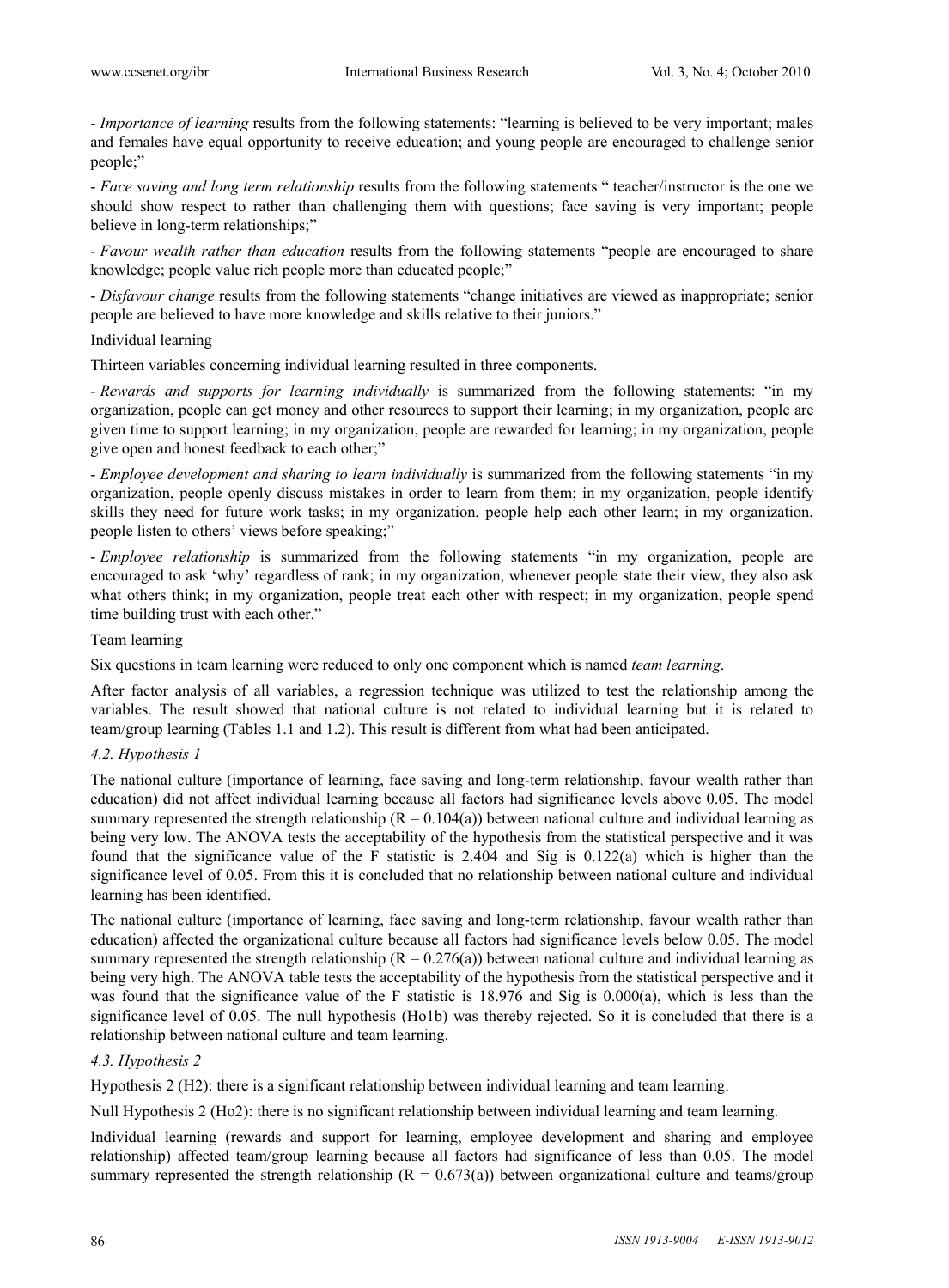- *Importance of learning* results from the following statements: "learning is believed to be very important; males and females have equal opportunity to receive education; and young people are encouraged to challenge senior people;"

- *Face saving and long term relationship* results from the following statements " teacher/instructor is the one we should show respect to rather than challenging them with questions; face saving is very important; people believe in long-term relationships;"

- *Favour wealth rather than education* results from the following statements "people are encouraged to share knowledge; people value rich people more than educated people;"

- *Disfavour change* results from the following statements "change initiatives are viewed as inappropriate; senior people are believed to have more knowledge and skills relative to their juniors."

Individual learning

Thirteen variables concerning individual learning resulted in three components.

- *Rewards and supports for learning individually* is summarized from the following statements: "in my organization, people can get money and other resources to support their learning; in my organization, people are given time to support learning; in my organization, people are rewarded for learning; in my organization, people give open and honest feedback to each other;"

- *Employee development and sharing to learn individually* is summarized from the following statements "in my organization, people openly discuss mistakes in order to learn from them; in my organization, people identify skills they need for future work tasks; in my organization, people help each other learn; in my organization, people listen to others' views before speaking;"

- *Employee relationship* is summarized from the following statements "in my organization, people are encouraged to ask 'why' regardless of rank; in my organization, whenever people state their view, they also ask what others think; in my organization, people treat each other with respect; in my organization, people spend time building trust with each other."

Team learning

Six questions in team learning were reduced to only one component which is named *team learning*.

After factor analysis of all variables, a regression technique was utilized to test the relationship among the variables. The result showed that national culture is not related to individual learning but it is related to team/group learning (Tables 1.1 and 1.2). This result is different from what had been anticipated.

### *4.2. Hypothesis 1*

The national culture (importance of learning, face saving and long-term relationship, favour wealth rather than education) did not affect individual learning because all factors had significance levels above 0.05. The model summary represented the strength relationship (R = 0.104(a)) between national culture and individual learning as being very low. The ANOVA tests the acceptability of the hypothesis from the statistical perspective and it was found that the significance value of the F statistic is 2.404 and Sig is 0.122(a) which is higher than the significance level of 0.05. From this it is concluded that no relationship between national culture and individual learning has been identified.

The national culture (importance of learning, face saving and long-term relationship, favour wealth rather than education) affected the organizational culture because all factors had significance levels below 0.05. The model summary represented the strength relationship (R = 0.276(a)) between national culture and individual learning as being very high. The ANOVA table tests the acceptability of the hypothesis from the statistical perspective and it was found that the significance value of the F statistic is 18.976 and Sig is 0.000(a), which is less than the significance level of 0.05. The null hypothesis (Ho1b) was thereby rejected. So it is concluded that there is a relationship between national culture and team learning.

### *4.3. Hypothesis 2*

Hypothesis 2 (H2): there is a significant relationship between individual learning and team learning.

Null Hypothesis 2 (Ho2): there is no significant relationship between individual learning and team learning.

Individual learning (rewards and support for learning, employee development and sharing and employee relationship) affected team/group learning because all factors had significance of less than 0.05. The model summary represented the strength relationship (R = 0.673(a)) between organizational culture and teams/group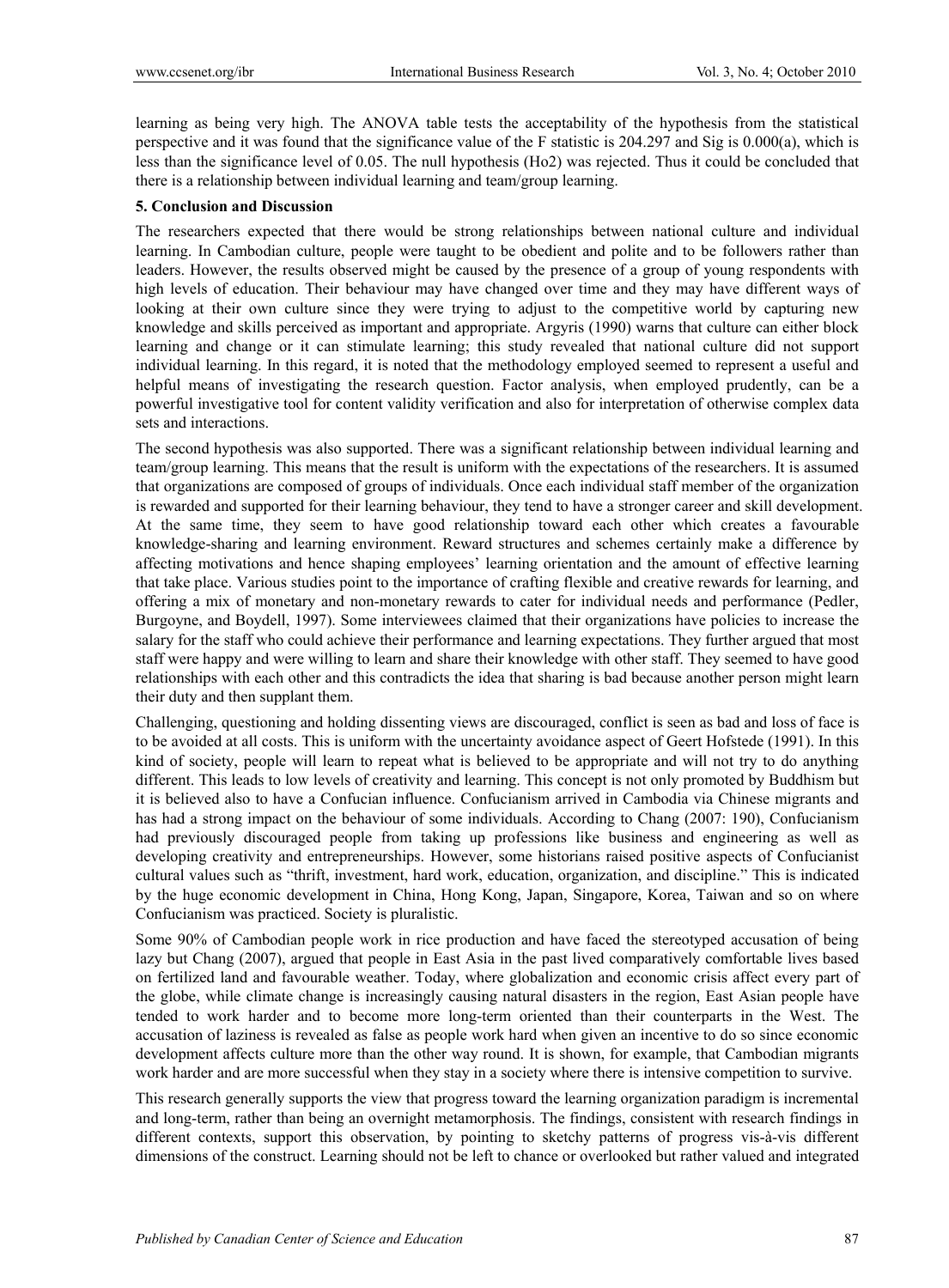learning as being very high. The ANOVA table tests the acceptability of the hypothesis from the statistical perspective and it was found that the significance value of the F statistic is 204.297 and Sig is 0.000(a), which is less than the significance level of 0.05. The null hypothesis (Ho2) was rejected. Thus it could be concluded that there is a relationship between individual learning and team/group learning.

## 5. Conclusion and Discussion

The researchers expected that there would be strong relationships between national culture and individual learning. In Cambodian culture, people were taught to be obedient and polite and to be followers rather than leaders. However, the results observed might be caused by the presence of a group of young respondents with high levels of education. Their behaviour may have changed over time and they may have different ways of looking at their own culture since they were trying to adjust to the competitive world by capturing new knowledge and skills perceived as important and appropriate. Argyris (1990) warns that culture can either block learning and change or it can stimulate learning; this study revealed that national culture did not support individual learning. In this regard, it is noted that the methodology employed seemed to represent a useful and helpful means of investigating the research question. Factor analysis, when employed prudently, can be a powerful investigative tool for content validity verification and also for interpretation of otherwise complex data sets and interactions.

The second hypothesis was also supported. There was a significant relationship between individual learning and team/group learning. This means that the result is uniform with the expectations of the researchers. It is assumed that organizations are composed of groups of individuals. Once each individual staff member of the organization is rewarded and supported for their learning behaviour, they tend to have a stronger career and skill development. At the same time, they seem to have good relationship toward each other which creates a favourable knowledge-sharing and learning environment. Reward structures and schemes certainly make a difference by affecting motivations and hence shaping employees' learning orientation and the amount of effective learning that take place. Various studies point to the importance of crafting flexible and creative rewards for learning, and offering a mix of monetary and non-monetary rewards to cater for individual needs and performance (Pedler, Burgoyne, and Boydell, 1997). Some interviewees claimed that their organizations have policies to increase the salary for the staff who could achieve their performance and learning expectations. They further argued that most staff were happy and were willing to learn and share their knowledge with other staff. They seemed to have good relationships with each other and this contradicts the idea that sharing is bad because another person might learn their duty and then supplant them.

Challenging, questioning and holding dissenting views are discouraged, conflict is seen as bad and loss of face is to be avoided at all costs. This is uniform with the uncertainty avoidance aspect of Geert Hofstede (1991). In this kind of society, people will learn to repeat what is believed to be appropriate and will not try to do anything different. This leads to low levels of creativity and learning. This concept is not only promoted by Buddhism but it is believed also to have a Confucian influence. Confucianism arrived in Cambodia via Chinese migrants and has had a strong impact on the behaviour of some individuals. According to Chang (2007: 190), Confucianism had previously discouraged people from taking up professions like business and engineering as well as developing creativity and entrepreneurships. However, some historians raised positive aspects of Confucianist cultural values such as "thrift, investment, hard work, education, organization, and discipline." This is indicated by the huge economic development in China, Hong Kong, Japan, Singapore, Korea, Taiwan and so on where Confucianism was practiced. Society is pluralistic.

Some 90% of Cambodian people work in rice production and have faced the stereotyped accusation of being lazy but Chang (2007), argued that people in East Asia in the past lived comparatively comfortable lives based on fertilized land and favourable weather. Today, where globalization and economic crisis affect every part of the globe, while climate change is increasingly causing natural disasters in the region, East Asian people have tended to work harder and to become more long-term oriented than their counterparts in the West. The accusation of laziness is revealed as false as people work hard when given an incentive to do so since economic development affects culture more than the other way round. It is shown, for example, that Cambodian migrants work harder and are more successful when they stay in a society where there is intensive competition to survive.

This research generally supports the view that progress toward the learning organization paradigm is incremental and long-term, rather than being an overnight metamorphosis. The findings, consistent with research findings in different contexts, support this observation, by pointing to sketchy patterns of progress vis-à-vis different dimensions of the construct. Learning should not be left to chance or overlooked but rather valued and integrated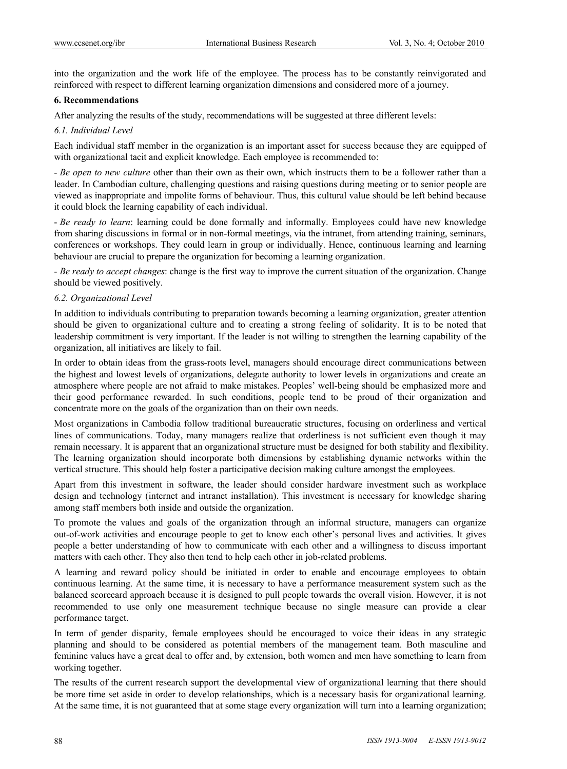into the organization and the work life of the employee. The process has to be constantly reinvigorated and reinforced with respect to different learning organization dimensions and considered more of a journey.

## 6. Recommendations

After analyzing the results of the study, recommendations will be suggested at three different levels:

### *6.1. Individual Level*

Each individual staff member in the organization is an important asset for success because they are equipped of with organizational tacit and explicit knowledge. Each employee is recommended to:

- *Be open to new culture* other than their own as their own, which instructs them to be a follower rather than a leader. In Cambodian culture, challenging questions and raising questions during meeting or to senior people are viewed as inappropriate and impolite forms of behaviour. Thus, this cultural value should be left behind because it could block the learning capability of each individual.

- *Be ready to learn*: learning could be done formally and informally. Employees could have new knowledge from sharing discussions in formal or in non-formal meetings, via the intranet, from attending training, seminars, conferences or workshops. They could learn in group or individually. Hence, continuous learning and learning behaviour are crucial to prepare the organization for becoming a learning organization.

- *Be ready to accept changes*: change is the first way to improve the current situation of the organization. Change should be viewed positively.

### *6.2. Organizational Level*

In addition to individuals contributing to preparation towards becoming a learning organization, greater attention should be given to organizational culture and to creating a strong feeling of solidarity. It is to be noted that leadership commitment is very important. If the leader is not willing to strengthen the learning capability of the organization, all initiatives are likely to fail.

In order to obtain ideas from the grass-roots level, managers should encourage direct communications between the highest and lowest levels of organizations, delegate authority to lower levels in organizations and create an atmosphere where people are not afraid to make mistakes. Peoples' well-being should be emphasized more and their good performance rewarded. In such conditions, people tend to be proud of their organization and concentrate more on the goals of the organization than on their own needs.

Most organizations in Cambodia follow traditional bureaucratic structures, focusing on orderliness and vertical lines of communications. Today, many managers realize that orderliness is not sufficient even though it may remain necessary. It is apparent that an organizational structure must be designed for both stability and flexibility. The learning organization should incorporate both dimensions by establishing dynamic networks within the vertical structure. This should help foster a participative decision making culture amongst the employees.

Apart from this investment in software, the leader should consider hardware investment such as workplace design and technology (internet and intranet installation). This investment is necessary for knowledge sharing among staff members both inside and outside the organization.

To promote the values and goals of the organization through an informal structure, managers can organize out-of-work activities and encourage people to get to know each other's personal lives and activities. It gives people a better understanding of how to communicate with each other and a willingness to discuss important matters with each other. They also then tend to help each other in job-related problems.

A learning and reward policy should be initiated in order to enable and encourage employees to obtain continuous learning. At the same time, it is necessary to have a performance measurement system such as the balanced scorecard approach because it is designed to pull people towards the overall vision. However, it is not recommended to use only one measurement technique because no single measure can provide a clear performance target.

In term of gender disparity, female employees should be encouraged to voice their ideas in any strategic planning and should to be considered as potential members of the management team. Both masculine and feminine values have a great deal to offer and, by extension, both women and men have something to learn from working together.

The results of the current research support the developmental view of organizational learning that there should be more time set aside in order to develop relationships, which is a necessary basis for organizational learning. At the same time, it is not guaranteed that at some stage every organization will turn into a learning organization;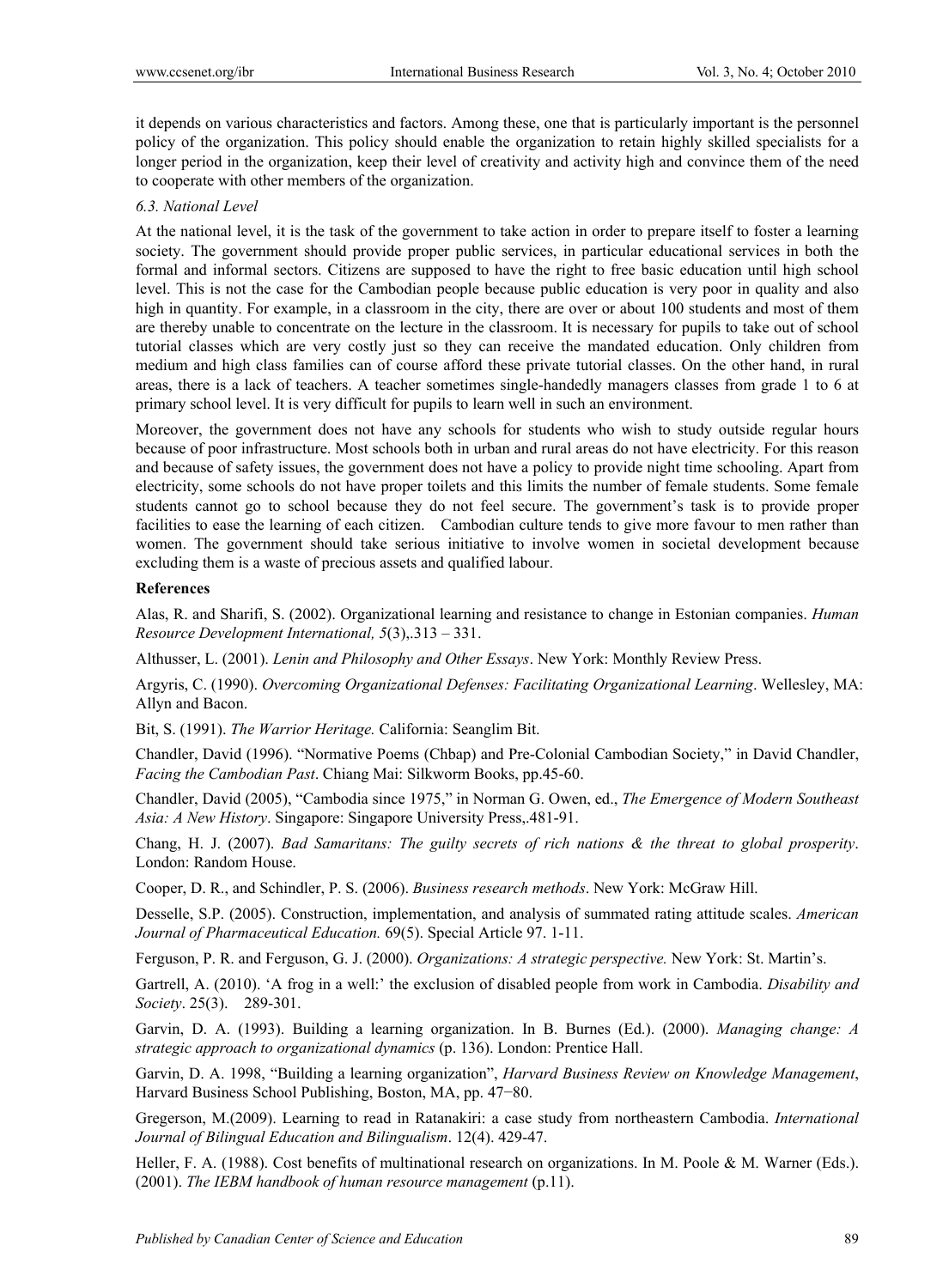it depends on various characteristics and factors. Among these, one that is particularly important is the personnel policy of the organization. This policy should enable the organization to retain highly skilled specialists for a longer period in the organization, keep their level of creativity and activity high and convince them of the need to cooperate with other members of the organization.

*6.3. National Level*

At the national level, it is the task of the government to take action in order to prepare itself to foster a learning society. The government should provide proper public services, in particular educational services in both the formal and informal sectors. Citizens are supposed to have the right to free basic education until high school level. This is not the case for the Cambodian people because public education is very poor in quality and also high in quantity. For example, in a classroom in the city, there are over or about 100 students and most of them are thereby unable to concentrate on the lecture in the classroom. It is necessary for pupils to take out of school tutorial classes which are very costly just so they can receive the mandated education. Only children from medium and high class families can of course afford these private tutorial classes. On the other hand, in rural areas, there is a lack of teachers. A teacher sometimes single-handedly managers classes from grade 1 to 6 at primary school level. It is very difficult for pupils to learn well in such an environment.

Moreover, the government does not have any schools for students who wish to study outside regular hours because of poor infrastructure. Most schools both in urban and rural areas do not have electricity. For this reason and because of safety issues, the government does not have a policy to provide night time schooling. Apart from electricity, some schools do not have proper toilets and this limits the number of female students. Some female students cannot go to school because they do not feel secure. The government's task is to provide proper facilities to ease the learning of each citizen. Cambodian culture tends to give more favour to men rather than women. The government should take serious initiative to involve women in societal development because excluding them is a waste of precious assets and qualified labour.

**References**

Alas, R. and Sharifi, S. (2002). Organizational learning and resistance to change in Estonian companies. *Human Resource Development International, 5*(3),.313 – 331.

Althusser, L. (2001). *Lenin and Philosophy and Other Essays*. New York: Monthly Review Press.

Argyris, C. (1990). *Overcoming Organizational Defenses: Facilitating Organizational Learning*. Wellesley, MA: Allyn and Bacon.

Bit, S. (1991). *The Warrior Heritage.* California: Seanglim Bit.

Chandler, David (1996). "Normative Poems (Chbap) and Pre-Colonial Cambodian Society," in David Chandler, *Facing the Cambodian Past*. Chiang Mai: Silkworm Books, pp.45-60.

Chandler, David (2005), "Cambodia since 1975," in Norman G. Owen, ed., *The Emergence of Modern Southeast Asia: A New History*. Singapore: Singapore University Press,.481-91.

Chang, H. J. (2007). *Bad Samaritans: The guilty secrets of rich nations & the threat to global prosperity*. London: Random House.

Cooper, D. R., and Schindler, P. S. (2006). *Business research methods*. New York: McGraw Hill.

Desselle, S.P. (2005). Construction, implementation, and analysis of summated rating attitude scales. *American Journal of Pharmaceutical Education.* 69(5). Special Article 97. 1-11.

Ferguson, P. R. and Ferguson, G. J. (2000). *Organizations: A strategic perspective.* New York: St. Martin's.

Gartrell, A. (2010). 'A frog in a well:' the exclusion of disabled people from work in Cambodia. *Disability and Society*. 25(3). 289-301.

Garvin, D. A. (1993). Building a learning organization. In B. Burnes (Ed.). (2000). *Managing change: A strategic approach to organizational dynamics* (p. 136). London: Prentice Hall.

Garvin, D. A. 1998, "Building a learning organization", *Harvard Business Review on Knowledge Management*, Harvard Business School Publishing, Boston, MA, pp. 47−80.

Gregerson, M.(2009). Learning to read in Ratanakiri: a case study from northeastern Cambodia. *International Journal of Bilingual Education and Bilingualism*. 12(4). 429-47.

Heller, F. A. (1988). Cost benefits of multinational research on organizations. In M. Poole & M. Warner (Eds.). (2001). *The IEBM handbook of human resource management* (p.11).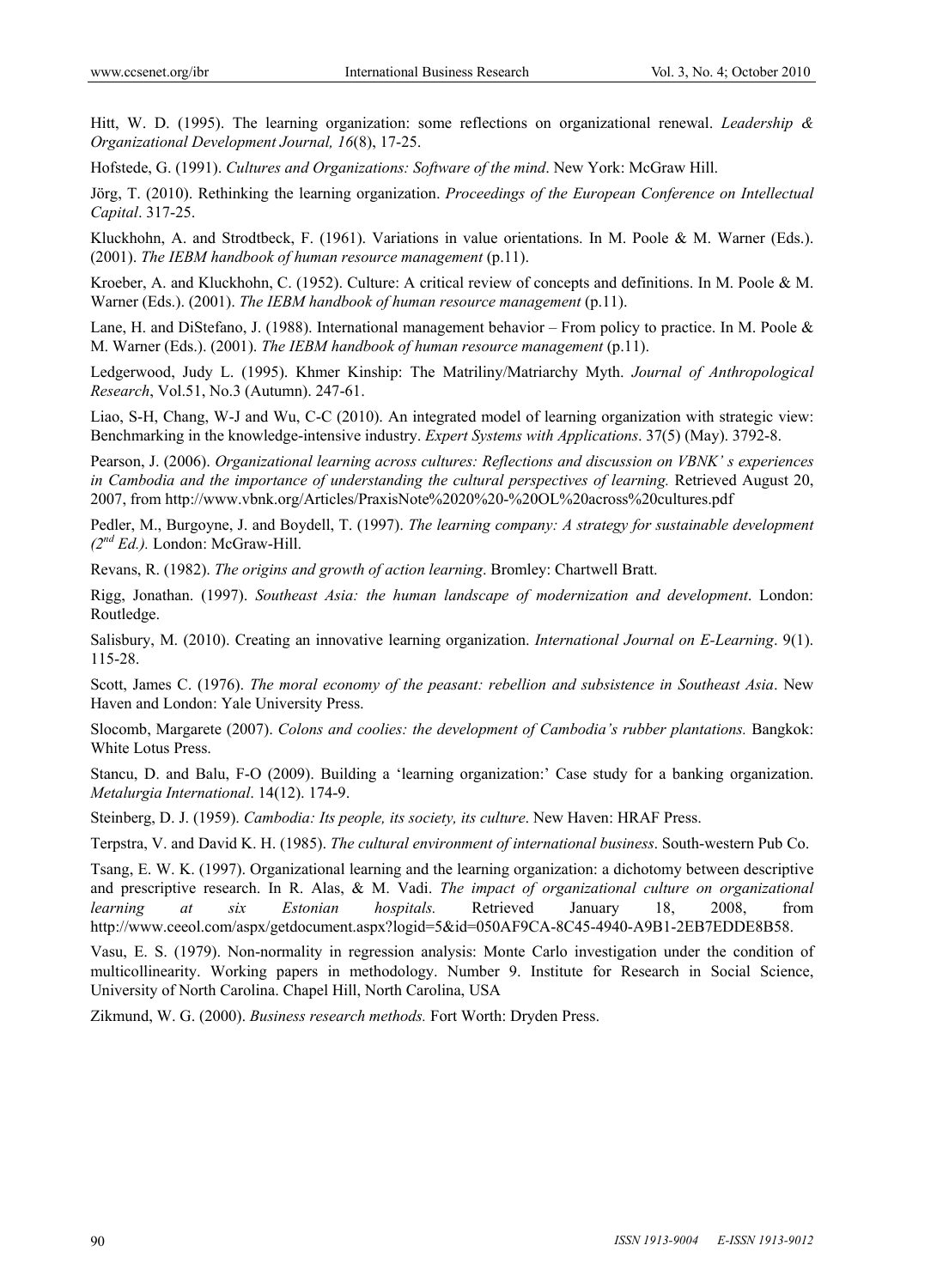Hitt, W. D. (1995). The learning organization: some reflections on organizational renewal. *Leadership & Organizational Development Journal, 16*(8), 17-25.

Hofstede, G. (1991). *Cultures and Organizations: Software of the mind*. New York: McGraw Hill.

Jörg, T. (2010). Rethinking the learning organization. *Proceedings of the European Conference on Intellectual Capital*. 317-25.

Kluckhohn, A. and Strodtbeck, F. (1961). Variations in value orientations. In M. Poole & M. Warner (Eds.). (2001). *The IEBM handbook of human resource management* (p.11).

Kroeber, A. and Kluckhohn, C. (1952). Culture: A critical review of concepts and definitions. In M. Poole & M. Warner (Eds.). (2001). *The IEBM handbook of human resource management* (p.11).

Lane, H. and DiStefano, J. (1988). International management behavior – From policy to practice. In M. Poole & M. Warner (Eds.). (2001). *The IEBM handbook of human resource management* (p.11).

Ledgerwood, Judy L. (1995). Khmer Kinship: The Matriliny/Matriarchy Myth. *Journal of Anthropological Research*, Vol.51, No.3 (Autumn). 247-61.

Liao, S-H, Chang, W-J and Wu, C-C (2010). An integrated model of learning organization with strategic view: Benchmarking in the knowledge-intensive industry. *Expert Systems with Applications*. 37(5) (May). 3792-8.

Pearson, J. (2006). *Organizational learning across cultures: Reflections and discussion on VBNK' s experiences in Cambodia and the importance of understanding the cultural perspectives of learning.* Retrieved August 20, 2007, from http://www.vbnk.org/Articles/PraxisNote%2020%20-%20OL%20across%20cultures.pdf

Pedler, M., Burgoyne, J. and Boydell, T. (1997). *The learning company: A strategy for sustainable development (2nd Ed.).* London: McGraw-Hill.

Revans, R. (1982). *The origins and growth of action learning*. Bromley: Chartwell Bratt.

Rigg, Jonathan. (1997). *Southeast Asia: the human landscape of modernization and development*. London: Routledge.

Salisbury, M. (2010). Creating an innovative learning organization. *International Journal on E-Learning*. 9(1). 115-28.

Scott, James C. (1976). *The moral economy of the peasant: rebellion and subsistence in Southeast Asia*. New Haven and London: Yale University Press.

Slocomb, Margarete (2007). *Colons and coolies: the development of Cambodia's rubber plantations.* Bangkok: White Lotus Press.

Stancu, D. and Balu, F-O (2009). Building a 'learning organization:' Case study for a banking organization. *Metalurgia International*. 14(12). 174-9.

Steinberg, D. J. (1959). *Cambodia: Its people, its society, its culture*. New Haven: HRAF Press.

Terpstra, V. and David K. H. (1985). *The cultural environment of international business*. South-western Pub Co.

Tsang, E. W. K. (1997). Organizational learning and the learning organization: a dichotomy between descriptive and prescriptive research. In R. Alas, & M. Vadi. *The impact of organizational culture on organizational learning at six Estonian hospitals.* Retrieved January 18, 2008, from http://www.ceeol.com/aspx/getdocument.aspx?logid=5&id=050AF9CA-8C45-4940-A9B1-2EB7EDDE8B58.

Vasu, E. S. (1979). Non-normality in regression analysis: Monte Carlo investigation under the condition of multicollinearity. Working papers in methodology. Number 9. Institute for Research in Social Science, University of North Carolina. Chapel Hill, North Carolina, USA

Zikmund, W. G. (2000). *Business research methods.* Fort Worth: Dryden Press.